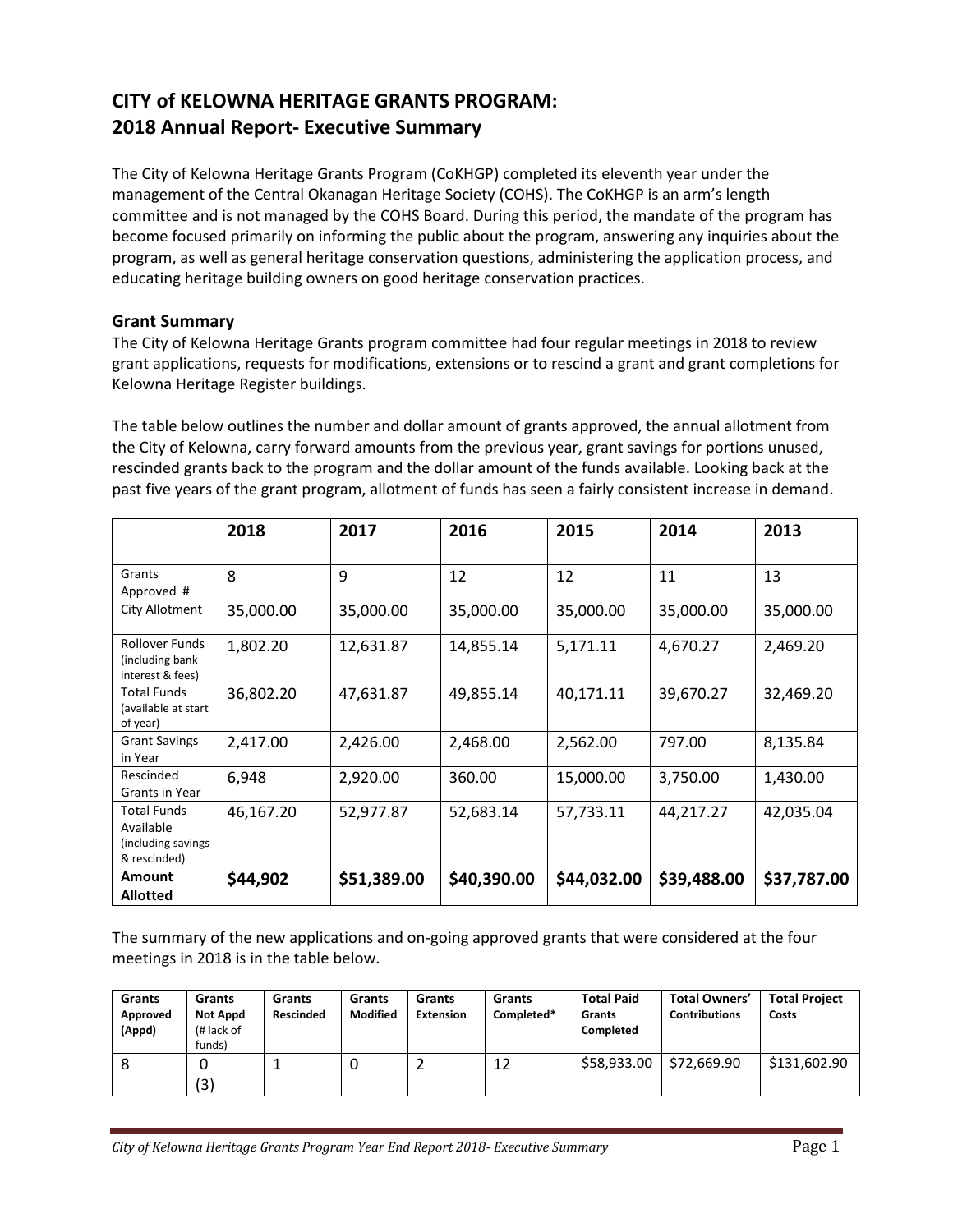# CITY of KELOWNA HERITAGE GRANTS PROGRAM:
# 2018 Annual Report- Executive Summary

The City of Kelowna Heritage Grants Program (CoKHGP) completed its eleventh year under the management of the Central Okanagan Heritage Society (COHS). The CoKHGP is an arm's length committee and is not managed by the COHS Board. During this period, the mandate of the program has become focused primarily on informing the public about the program, answering any inquiries about the program, as well as general heritage conservation questions, administering the application process, and educating heritage building owners on good heritage conservation practices.

## Grant Summary

The City of Kelowna Heritage Grants program committee had four regular meetings in 2018 to review grant applications, requests for modifications, extensions or to rescind a grant and grant completions for Kelowna Heritage Register buildings.

The table below outlines the number and dollar amount of grants approved, the annual allotment from the City of Kelowna, carry forward amounts from the previous year, grant savings for portions unused, rescinded grants back to the program and the dollar amount of the funds available. Looking back at the past five years of the grant program, allotment of funds has seen a fairly consistent increase in demand.

| | 2018 | 2017 | 2016 | 2015 | 2014 | 2013 |
|---|---|---|---|---|---|---|
| Grants Approved # | 8 | 9 | 12 | 12 | 11 | 13 |
| City Allotment | 35,000.00 | 35,000.00 | 35,000.00 | 35,000.00 | 35,000.00 | 35,000.00 |
| Rollover Funds (including bank interest & fees) | 1,802.20 | 12,631.87 | 14,855.14 | 5,171.11 | 4,670.27 | 2,469.20 |
| Total Funds (available at start of year) | 36,802.20 | 47,631.87 | 49,855.14 | 40,171.11 | 39,670.27 | 32,469.20 |
| Grant Savings in Year | 2,417.00 | 2,426.00 | 2,468.00 | 2,562.00 | 797.00 | 8,135.84 |
| Rescinded Grants in Year | 6,948 | 2,920.00 | 360.00 | 15,000.00 | 3,750.00 | 1,430.00 |
| Total Funds Available (including savings & rescinded) | 46,167.20 | 52,977.87 | 52,683.14 | 57,733.11 | 44,217.27 | 42,035.04 |
| **Amount Allotted** | **$44,902** | **$51,389.00** | **$40,390.00** | **$44,032.00** | **$39,488.00** | **$37,787.00** |

The summary of the new applications and on-going approved grants that were considered at the four meetings in 2018 is in the table below.

| Grants Approved (Appd) | Grants Not Appd (# lack of funds) | Grants Rescinded | Grants Modified | Grants Extension | Grants Completed* | Total Paid Grants Completed | Total Owners' Contributions | Total Project Costs |
|---|---|---|---|---|---|---|---|---|
| 8 | 0 (3) | 1 | 0 | 2 | 12 | $58,933.00 | $72,669.90 | $131,602.90 |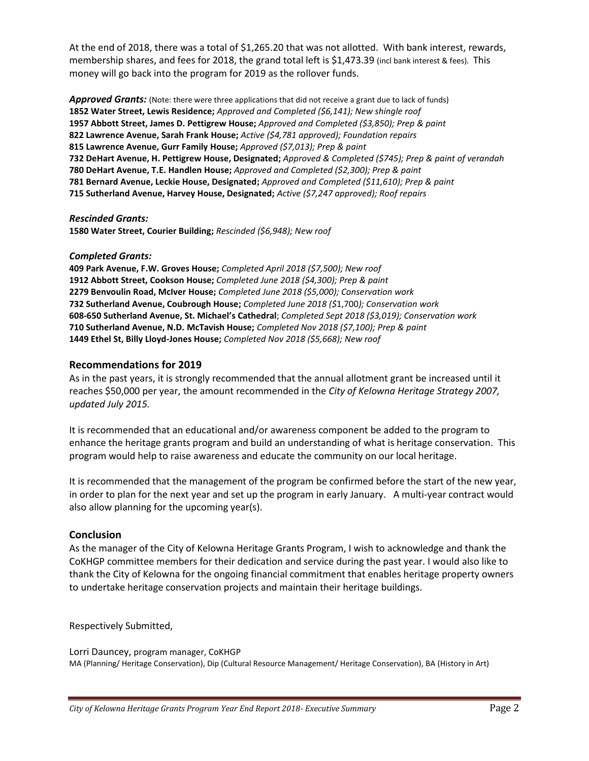At the end of 2018, there was a total of $1,265.20 that was not allotted. With bank interest, rewards, membership shares, and fees for 2018, the grand total left is $1,473.39 (incl bank interest & fees). This money will go back into the program for 2019 as the rollover funds.

***Approved Grants:*** (Note: there were three applications that did not receive a grant due to lack of funds)
**1852 Water Street, Lewis Residence;** *Approved and Completed ($6,141); New shingle roof*
**1957 Abbott Street, James D. Pettigrew House;** *Approved and Completed ($3,850); Prep & paint*
**822 Lawrence Avenue, Sarah Frank House;** *Active ($4,781 approved); Foundation repairs*
**815 Lawrence Avenue, Gurr Family House;** *Approved ($7,013); Prep & paint*
**732 DeHart Avenue, H. Pettigrew House, Designated;** *Approved & Completed ($745); Prep & paint of verandah*
**780 DeHart Avenue, T.E. Handlen House;** *Approved and Completed ($2,300); Prep & paint*
**781 Bernard Avenue, Leckie House, Designated;** *Approved and Completed ($11,610); Prep & paint*
**715 Sutherland Avenue, Harvey House, Designated;** *Active ($7,247 approved); Roof repairs*

***Rescinded Grants:***
**1580 Water Street, Courier Building;** *Rescinded ($6,948); New roof*

***Completed Grants:***
**409 Park Avenue, F.W. Groves House;** *Completed April 2018 ($7,500); New roof*
**1912 Abbott Street, Cookson House;** *Completed June 2018 ($4,300); Prep & paint*
**2279 Benvoulin Road, McIver House;** *Completed June 2018 ($5,000); Conservation work*
**732 Sutherland Avenue, Coubrough House;** *Completed June 2018 ($1,700); Conservation work*
**608-650 Sutherland Avenue, St. Michael's Cathedral**; *Completed Sept 2018 ($3,019); Conservation work*
**710 Sutherland Avenue, N.D. McTavish House;** *Completed Nov 2018 ($7,100); Prep & paint*
**1449 Ethel St, Billy Lloyd-Jones House;** *Completed Nov 2018 ($5,668); New roof*

## Recommendations for 2019

As in the past years, it is strongly recommended that the annual allotment grant be increased until it reaches $50,000 per year, the amount recommended in the *City of Kelowna Heritage Strategy 2007, updated July 2015.*

It is recommended that an educational and/or awareness component be added to the program to enhance the heritage grants program and build an understanding of what is heritage conservation. This program would help to raise awareness and educate the community on our local heritage.

It is recommended that the management of the program be confirmed before the start of the new year, in order to plan for the next year and set up the program in early January. A multi-year contract would also allow planning for the upcoming year(s).

## Conclusion

As the manager of the City of Kelowna Heritage Grants Program, I wish to acknowledge and thank the CoKHGP committee members for their dedication and service during the past year. I would also like to thank the City of Kelowna for the ongoing financial commitment that enables heritage property owners to undertake heritage conservation projects and maintain their heritage buildings.

Respectively Submitted,

Lorri Dauncey, program manager, CoKHGP
MA (Planning/ Heritage Conservation), Dip (Cultural Resource Management/ Heritage Conservation), BA (History in Art)